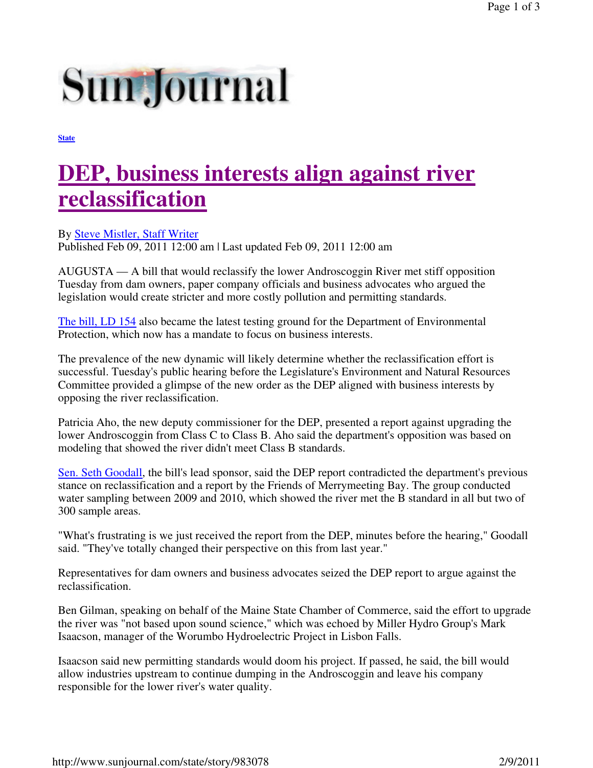Sun Journal

State

# DEP, business interests align against river reclassification

By Steve Mistler, Staff Writer
Published Feb 09, 2011 12:00 am | Last updated Feb 09, 2011 12:00 am

AUGUSTA — A bill that would reclassify the lower Androscoggin River met stiff opposition Tuesday from dam owners, paper company officials and business advocates who argued the legislation would create stricter and more costly pollution and permitting standards.

The bill, LD 154 also became the latest testing ground for the Department of Environmental Protection, which now has a mandate to focus on business interests.

The prevalence of the new dynamic will likely determine whether the reclassification effort is successful. Tuesday's public hearing before the Legislature's Environment and Natural Resources Committee provided a glimpse of the new order as the DEP aligned with business interests by opposing the river reclassification.

Patricia Aho, the new deputy commissioner for the DEP, presented a report against upgrading the lower Androscoggin from Class C to Class B. Aho said the department's opposition was based on modeling that showed the river didn't meet Class B standards.

Sen. Seth Goodall, the bill's lead sponsor, said the DEP report contradicted the department's previous stance on reclassification and a report by the Friends of Merrymeeting Bay. The group conducted water sampling between 2009 and 2010, which showed the river met the B standard in all but two of 300 sample areas.

"What's frustrating is we just received the report from the DEP, minutes before the hearing," Goodall said. "They've totally changed their perspective on this from last year."

Representatives for dam owners and business advocates seized the DEP report to argue against the reclassification.

Ben Gilman, speaking on behalf of the Maine State Chamber of Commerce, said the effort to upgrade the river was "not based upon sound science," which was echoed by Miller Hydro Group's Mark Isaacson, manager of the Worumbo Hydroelectric Project in Lisbon Falls.

Isaacson said new permitting standards would doom his project. If passed, he said, the bill would allow industries upstream to continue dumping in the Androscoggin and leave his company responsible for the lower river's water quality.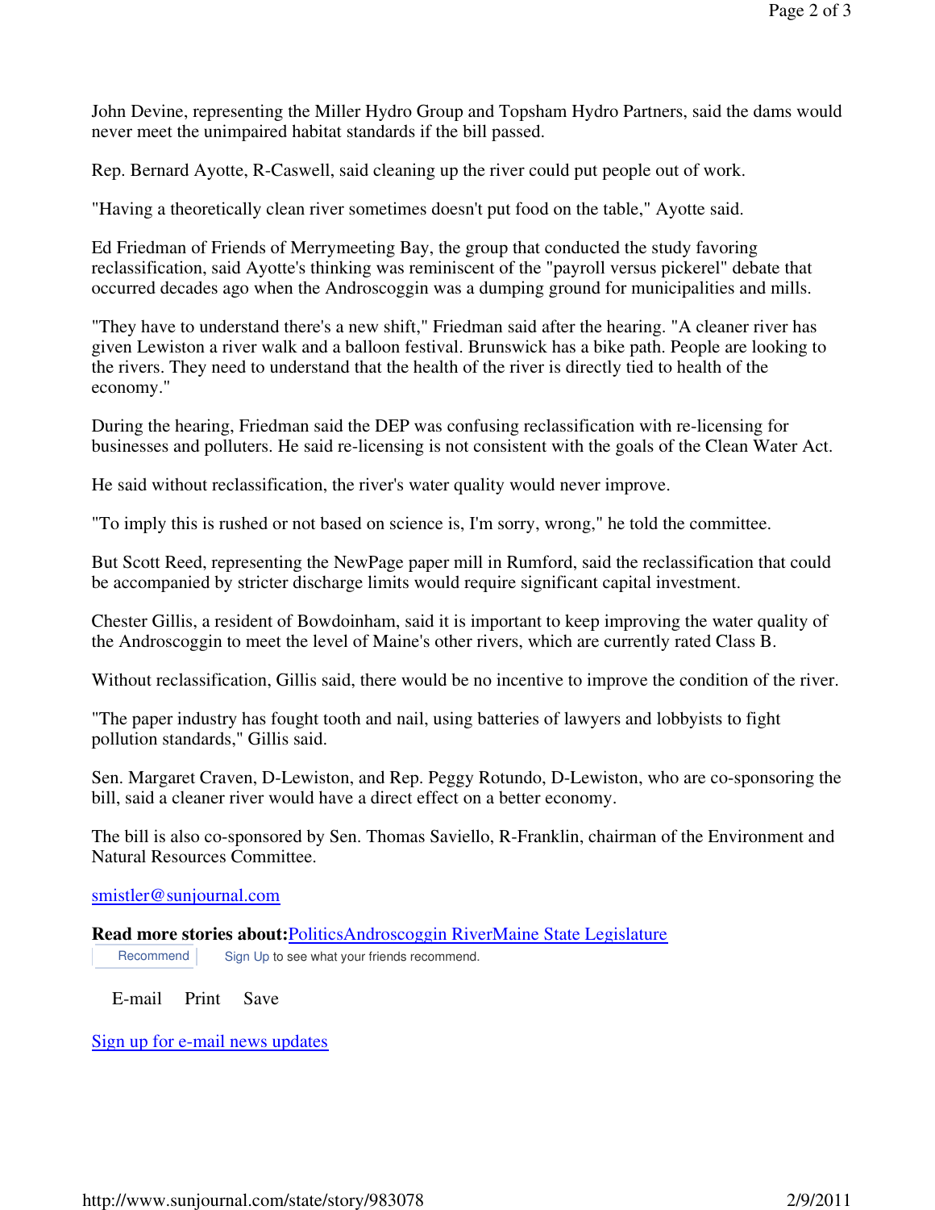John Devine, representing the Miller Hydro Group and Topsham Hydro Partners, said the dams would never meet the unimpaired habitat standards if the bill passed.

Rep. Bernard Ayotte, R-Caswell, said cleaning up the river could put people out of work.

"Having a theoretically clean river sometimes doesn't put food on the table," Ayotte said.

Ed Friedman of Friends of Merrymeeting Bay, the group that conducted the study favoring reclassification, said Ayotte's thinking was reminiscent of the "payroll versus pickerel" debate that occurred decades ago when the Androscoggin was a dumping ground for municipalities and mills.

"They have to understand there's a new shift," Friedman said after the hearing. "A cleaner river has given Lewiston a river walk and a balloon festival. Brunswick has a bike path. People are looking to the rivers. They need to understand that the health of the river is directly tied to health of the economy."

During the hearing, Friedman said the DEP was confusing reclassification with re-licensing for businesses and polluters. He said re-licensing is not consistent with the goals of the Clean Water Act.

He said without reclassification, the river's water quality would never improve.

"To imply this is rushed or not based on science is, I'm sorry, wrong," he told the committee.

But Scott Reed, representing the NewPage paper mill in Rumford, said the reclassification that could be accompanied by stricter discharge limits would require significant capital investment.

Chester Gillis, a resident of Bowdoinham, said it is important to keep improving the water quality of the Androscoggin to meet the level of Maine's other rivers, which are currently rated Class B.

Without reclassification, Gillis said, there would be no incentive to improve the condition of the river.

"The paper industry has fought tooth and nail, using batteries of lawyers and lobbyists to fight pollution standards," Gillis said.

Sen. Margaret Craven, D-Lewiston, and Rep. Peggy Rotundo, D-Lewiston, who are co-sponsoring the bill, said a cleaner river would have a direct effect on a better economy.

The bill is also co-sponsored by Sen. Thomas Saviello, R-Franklin, chairman of the Environment and Natural Resources Committee.

smistler@sunjournal.com

**Read more stories about:** Politics Androscoggin River Maine State Legislature

Recommend   Sign Up to see what your friends recommend.

E-mail   Print   Save

Sign up for e-mail news updates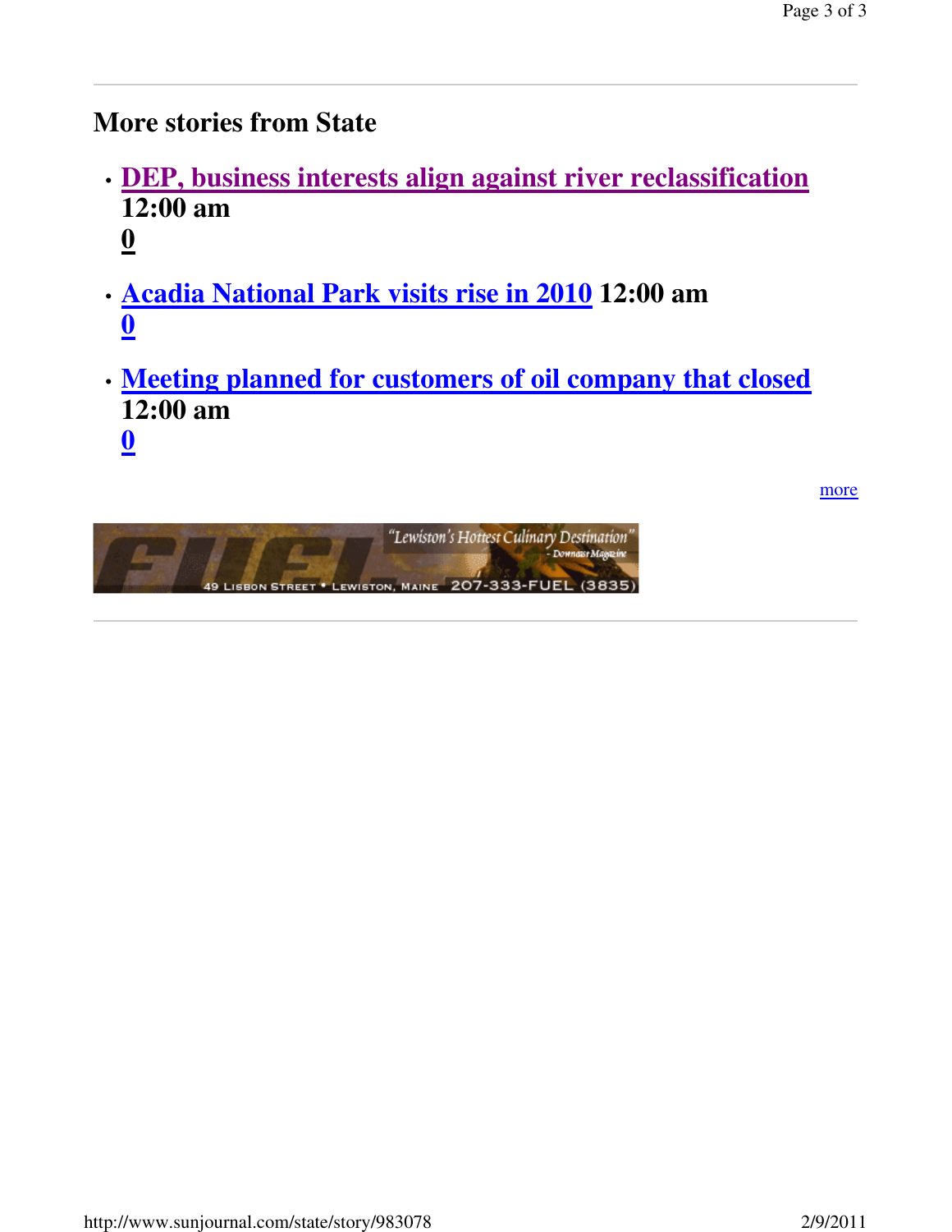## More stories from State

- **DEP, business interests align against river reclassification** 12:00 am
  **0**
- **Acadia National Park visits rise in 2010** 12:00 am
  **0**
- **Meeting planned for customers of oil company that closed** 12:00 am
  **0**

more

"Lewiston's Hottest Culinary Destination" - Downeast Magazine
FUEL
49 Lisbon Street • Lewiston, Maine 207-333-FUEL (3835)